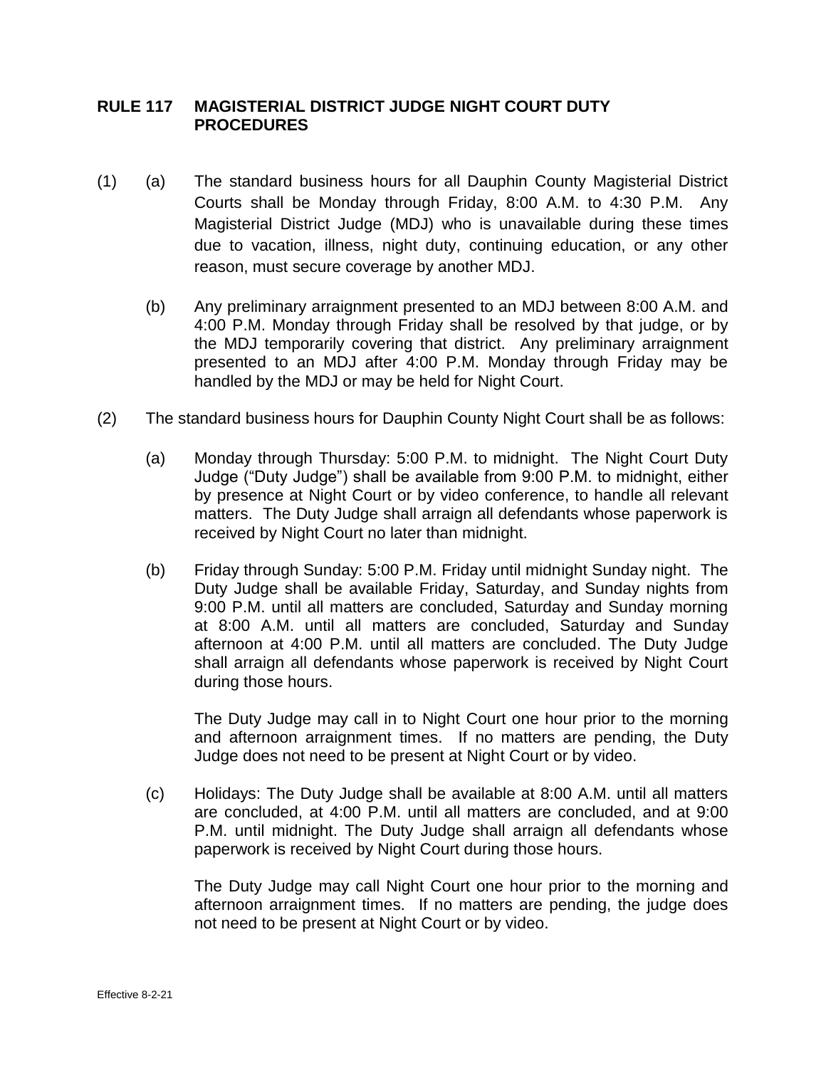## RULE 117 MAGISTERIAL DISTRICT JUDGE NIGHT COURT DUTY PROCEDURES

(1) (a) The standard business hours for all Dauphin County Magisterial District Courts shall be Monday through Friday, 8:00 A.M. to 4:30 P.M. Any Magisterial District Judge (MDJ) who is unavailable during these times due to vacation, illness, night duty, continuing education, or any other reason, must secure coverage by another MDJ.

(b) Any preliminary arraignment presented to an MDJ between 8:00 A.M. and 4:00 P.M. Monday through Friday shall be resolved by that judge, or by the MDJ temporarily covering that district. Any preliminary arraignment presented to an MDJ after 4:00 P.M. Monday through Friday may be handled by the MDJ or may be held for Night Court.

(2) The standard business hours for Dauphin County Night Court shall be as follows:

(a) Monday through Thursday: 5:00 P.M. to midnight. The Night Court Duty Judge ("Duty Judge") shall be available from 9:00 P.M. to midnight, either by presence at Night Court or by video conference, to handle all relevant matters. The Duty Judge shall arraign all defendants whose paperwork is received by Night Court no later than midnight.

(b) Friday through Sunday: 5:00 P.M. Friday until midnight Sunday night. The Duty Judge shall be available Friday, Saturday, and Sunday nights from 9:00 P.M. until all matters are concluded, Saturday and Sunday morning at 8:00 A.M. until all matters are concluded, Saturday and Sunday afternoon at 4:00 P.M. until all matters are concluded. The Duty Judge shall arraign all defendants whose paperwork is received by Night Court during those hours.

The Duty Judge may call in to Night Court one hour prior to the morning and afternoon arraignment times. If no matters are pending, the Duty Judge does not need to be present at Night Court or by video.

(c) Holidays: The Duty Judge shall be available at 8:00 A.M. until all matters are concluded, at 4:00 P.M. until all matters are concluded, and at 9:00 P.M. until midnight. The Duty Judge shall arraign all defendants whose paperwork is received by Night Court during those hours.

The Duty Judge may call Night Court one hour prior to the morning and afternoon arraignment times. If no matters are pending, the judge does not need to be present at Night Court or by video.

Effective 8-2-21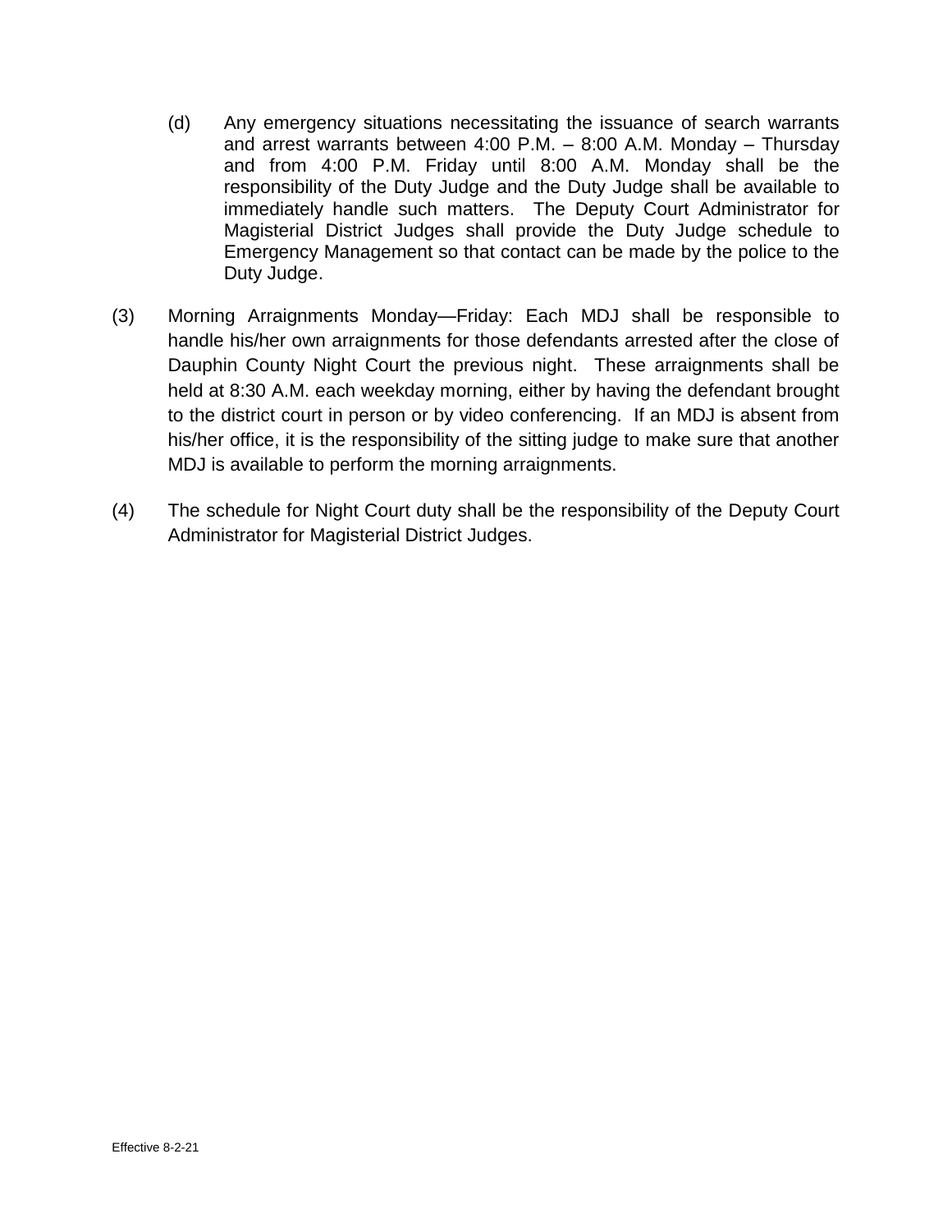(d) Any emergency situations necessitating the issuance of search warrants and arrest warrants between 4:00 P.M. – 8:00 A.M. Monday – Thursday and from 4:00 P.M. Friday until 8:00 A.M. Monday shall be the responsibility of the Duty Judge and the Duty Judge shall be available to immediately handle such matters. The Deputy Court Administrator for Magisterial District Judges shall provide the Duty Judge schedule to Emergency Management so that contact can be made by the police to the Duty Judge.

(3) Morning Arraignments Monday—Friday: Each MDJ shall be responsible to handle his/her own arraignments for those defendants arrested after the close of Dauphin County Night Court the previous night. These arraignments shall be held at 8:30 A.M. each weekday morning, either by having the defendant brought to the district court in person or by video conferencing. If an MDJ is absent from his/her office, it is the responsibility of the sitting judge to make sure that another MDJ is available to perform the morning arraignments.

(4) The schedule for Night Court duty shall be the responsibility of the Deputy Court Administrator for Magisterial District Judges.

Effective 8-2-21